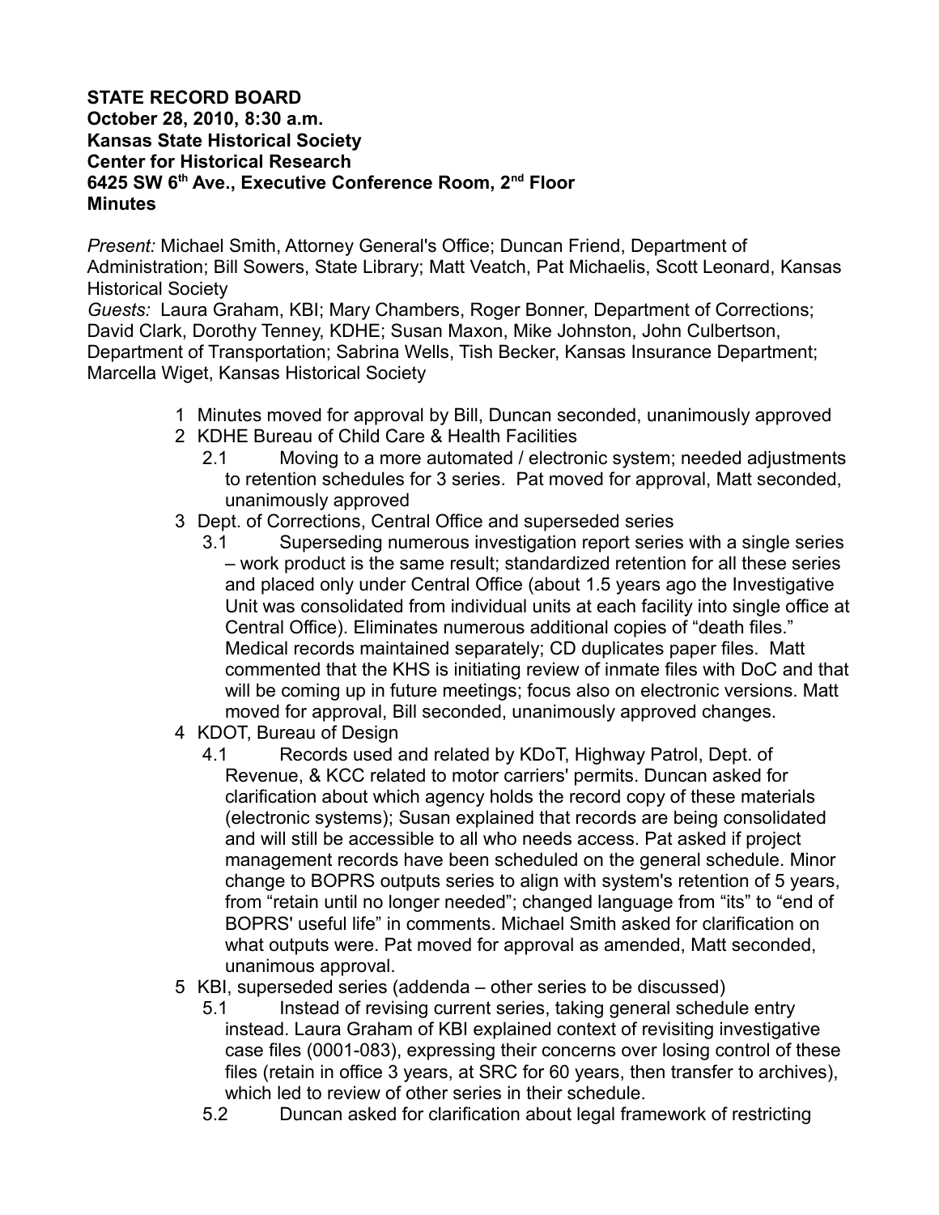**STATE RECORD BOARD**
**October 28, 2010, 8:30 a.m.**
**Kansas State Historical Society**
**Center for Historical Research**
**6425 SW 6th Ave., Executive Conference Room, 2nd Floor**
**Minutes**

*Present:* Michael Smith, Attorney General's Office; Duncan Friend, Department of Administration; Bill Sowers, State Library; Matt Veatch, Pat Michaelis, Scott Leonard, Kansas Historical Society
*Guests:* Laura Graham, KBI; Mary Chambers, Roger Bonner, Department of Corrections; David Clark, Dorothy Tenney, KDHE; Susan Maxon, Mike Johnston, John Culbertson, Department of Transportation; Sabrina Wells, Tish Becker, Kansas Insurance Department; Marcella Wiget, Kansas Historical Society

1 Minutes moved for approval by Bill, Duncan seconded, unanimously approved
2 KDHE Bureau of Child Care & Health Facilities
  2.1 Moving to a more automated / electronic system; needed adjustments to retention schedules for 3 series. Pat moved for approval, Matt seconded, unanimously approved
3 Dept. of Corrections, Central Office and superseded series
  3.1 Superseding numerous investigation report series with a single series – work product is the same result; standardized retention for all these series and placed only under Central Office (about 1.5 years ago the Investigative Unit was consolidated from individual units at each facility into single office at Central Office). Eliminates numerous additional copies of "death files." Medical records maintained separately; CD duplicates paper files. Matt commented that the KHS is initiating review of inmate files with DoC and that will be coming up in future meetings; focus also on electronic versions. Matt moved for approval, Bill seconded, unanimously approved changes.
4 KDOT, Bureau of Design
  4.1 Records used and related by KDoT, Highway Patrol, Dept. of Revenue, & KCC related to motor carriers' permits. Duncan asked for clarification about which agency holds the record copy of these materials (electronic systems); Susan explained that records are being consolidated and will still be accessible to all who needs access. Pat asked if project management records have been scheduled on the general schedule. Minor change to BOPRS outputs series to align with system's retention of 5 years, from "retain until no longer needed"; changed language from "its" to "end of BOPRS' useful life" in comments. Michael Smith asked for clarification on what outputs were. Pat moved for approval as amended, Matt seconded, unanimous approval.
5 KBI, superseded series (addenda – other series to be discussed)
  5.1 Instead of revising current series, taking general schedule entry instead. Laura Graham of KBI explained context of revisiting investigative case files (0001-083), expressing their concerns over losing control of these files (retain in office 3 years, at SRC for 60 years, then transfer to archives), which led to review of other series in their schedule.
  5.2 Duncan asked for clarification about legal framework of restricting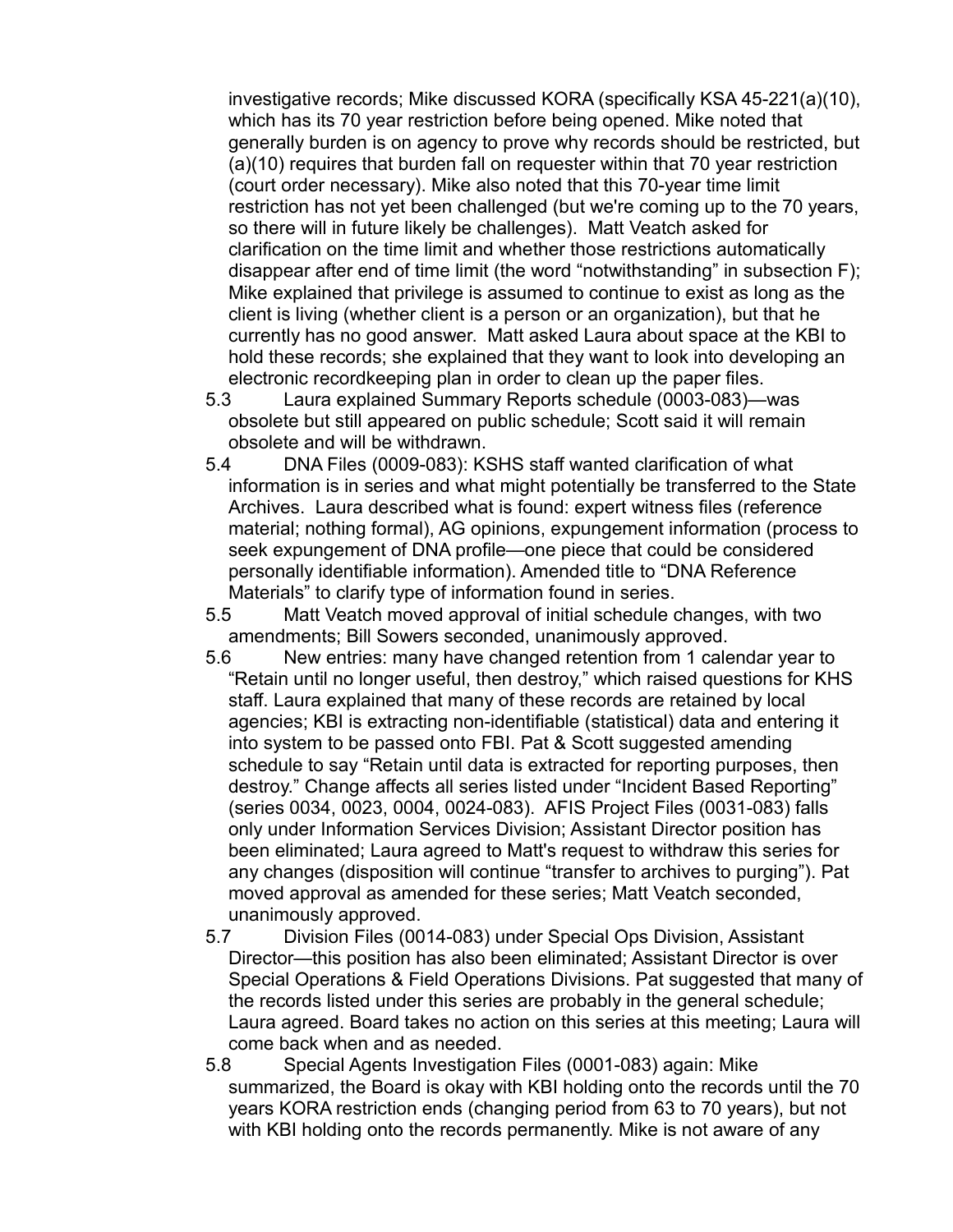investigative records; Mike discussed KORA (specifically KSA 45-221(a)(10), which has its 70 year restriction before being opened. Mike noted that generally burden is on agency to prove why records should be restricted, but (a)(10) requires that burden fall on requester within that 70 year restriction (court order necessary). Mike also noted that this 70-year time limit restriction has not yet been challenged (but we're coming up to the 70 years, so there will in future likely be challenges). Matt Veatch asked for clarification on the time limit and whether those restrictions automatically disappear after end of time limit (the word "notwithstanding" in subsection F); Mike explained that privilege is assumed to continue to exist as long as the client is living (whether client is a person or an organization), but that he currently has no good answer. Matt asked Laura about space at the KBI to hold these records; she explained that they want to look into developing an electronic recordkeeping plan in order to clean up the paper files.

5.3 Laura explained Summary Reports schedule (0003-083)—was obsolete but still appeared on public schedule; Scott said it will remain obsolete and will be withdrawn.

5.4 DNA Files (0009-083): KSHS staff wanted clarification of what information is in series and what might potentially be transferred to the State Archives. Laura described what is found: expert witness files (reference material; nothing formal), AG opinions, expungement information (process to seek expungement of DNA profile—one piece that could be considered personally identifiable information). Amended title to "DNA Reference Materials" to clarify type of information found in series.

5.5 Matt Veatch moved approval of initial schedule changes, with two amendments; Bill Sowers seconded, unanimously approved.

5.6 New entries: many have changed retention from 1 calendar year to "Retain until no longer useful, then destroy," which raised questions for KHS staff. Laura explained that many of these records are retained by local agencies; KBI is extracting non-identifiable (statistical) data and entering it into system to be passed onto FBI. Pat & Scott suggested amending schedule to say "Retain until data is extracted for reporting purposes, then destroy." Change affects all series listed under "Incident Based Reporting" (series 0034, 0023, 0004, 0024-083). AFIS Project Files (0031-083) falls only under Information Services Division; Assistant Director position has been eliminated; Laura agreed to Matt's request to withdraw this series for any changes (disposition will continue "transfer to archives to purging"). Pat moved approval as amended for these series; Matt Veatch seconded, unanimously approved.

5.7 Division Files (0014-083) under Special Ops Division, Assistant Director—this position has also been eliminated; Assistant Director is over Special Operations & Field Operations Divisions. Pat suggested that many of the records listed under this series are probably in the general schedule; Laura agreed. Board takes no action on this series at this meeting; Laura will come back when and as needed.

5.8 Special Agents Investigation Files (0001-083) again: Mike summarized, the Board is okay with KBI holding onto the records until the 70 years KORA restriction ends (changing period from 63 to 70 years), but not with KBI holding onto the records permanently. Mike is not aware of any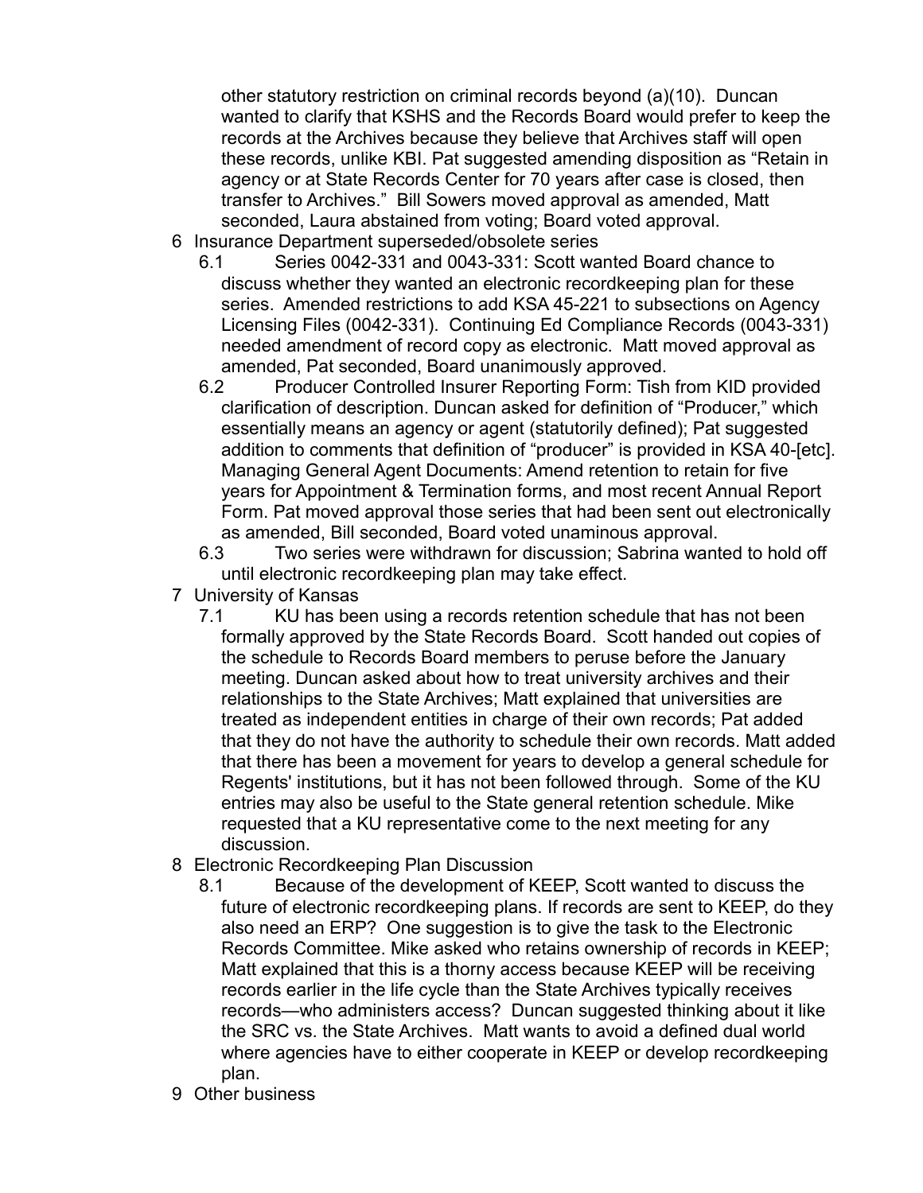other statutory restriction on criminal records beyond (a)(10). Duncan wanted to clarify that KSHS and the Records Board would prefer to keep the records at the Archives because they believe that Archives staff will open these records, unlike KBI. Pat suggested amending disposition as "Retain in agency or at State Records Center for 70 years after case is closed, then transfer to Archives." Bill Sowers moved approval as amended, Matt seconded, Laura abstained from voting; Board voted approval.

6 Insurance Department superseded/obsolete series
   6.1 Series 0042-331 and 0043-331: Scott wanted Board chance to discuss whether they wanted an electronic recordkeeping plan for these series. Amended restrictions to add KSA 45-221 to subsections on Agency Licensing Files (0042-331). Continuing Ed Compliance Records (0043-331) needed amendment of record copy as electronic. Matt moved approval as amended, Pat seconded, Board unanimously approved.
   6.2 Producer Controlled Insurer Reporting Form: Tish from KID provided clarification of description. Duncan asked for definition of "Producer," which essentially means an agency or agent (statutorily defined); Pat suggested addition to comments that definition of "producer" is provided in KSA 40-[etc]. Managing General Agent Documents: Amend retention to retain for five years for Appointment & Termination forms, and most recent Annual Report Form. Pat moved approval those series that had been sent out electronically as amended, Bill seconded, Board voted unaminous approval.
   6.3 Two series were withdrawn for discussion; Sabrina wanted to hold off until electronic recordkeeping plan may take effect.

7 University of Kansas
   7.1 KU has been using a records retention schedule that has not been formally approved by the State Records Board. Scott handed out copies of the schedule to Records Board members to peruse before the January meeting. Duncan asked about how to treat university archives and their relationships to the State Archives; Matt explained that universities are treated as independent entities in charge of their own records; Pat added that they do not have the authority to schedule their own records. Matt added that there has been a movement for years to develop a general schedule for Regents' institutions, but it has not been followed through. Some of the KU entries may also be useful to the State general retention schedule. Mike requested that a KU representative come to the next meeting for any discussion.

8 Electronic Recordkeeping Plan Discussion
   8.1 Because of the development of KEEP, Scott wanted to discuss the future of electronic recordkeeping plans. If records are sent to KEEP, do they also need an ERP? One suggestion is to give the task to the Electronic Records Committee. Mike asked who retains ownership of records in KEEP; Matt explained that this is a thorny access because KEEP will be receiving records earlier in the life cycle than the State Archives typically receives records—who administers access? Duncan suggested thinking about it like the SRC vs. the State Archives. Matt wants to avoid a defined dual world where agencies have to either cooperate in KEEP or develop recordkeeping plan.

9 Other business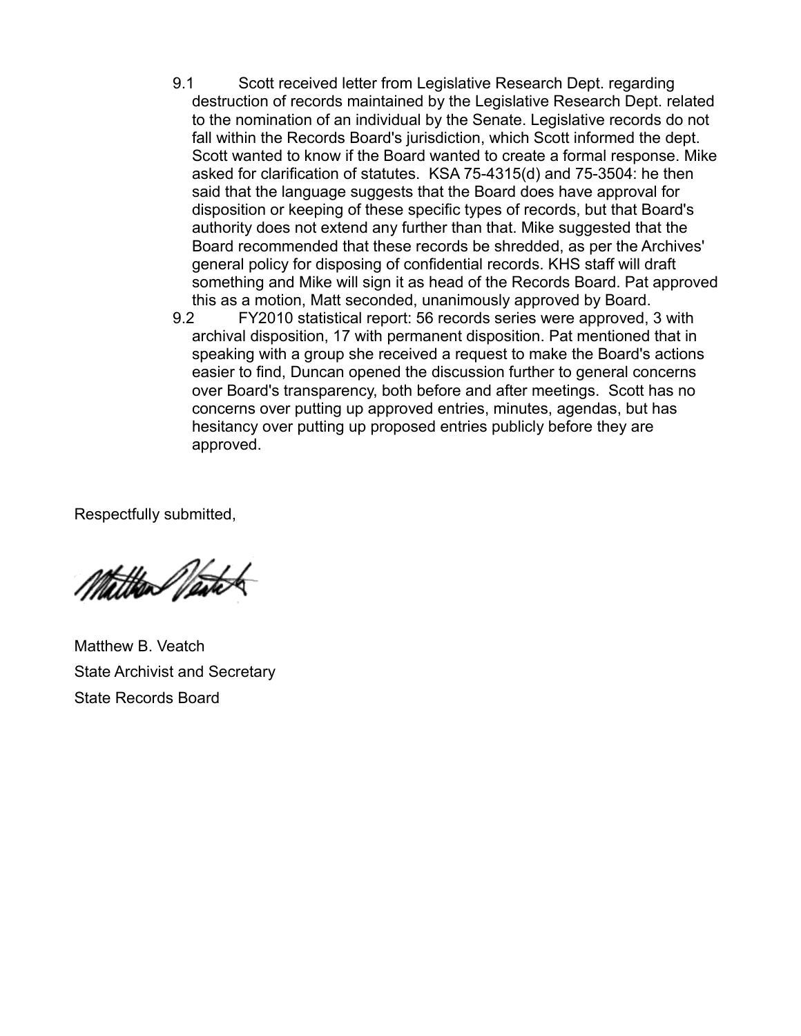9.1 Scott received letter from Legislative Research Dept. regarding destruction of records maintained by the Legislative Research Dept. related to the nomination of an individual by the Senate. Legislative records do not fall within the Records Board's jurisdiction, which Scott informed the dept. Scott wanted to know if the Board wanted to create a formal response. Mike asked for clarification of statutes. KSA 75-4315(d) and 75-3504: he then said that the language suggests that the Board does have approval for disposition or keeping of these specific types of records, but that Board's authority does not extend any further than that. Mike suggested that the Board recommended that these records be shredded, as per the Archives' general policy for disposing of confidential records. KHS staff will draft something and Mike will sign it as head of the Records Board. Pat approved this as a motion, Matt seconded, unanimously approved by Board.

9.2 FY2010 statistical report: 56 records series were approved, 3 with archival disposition, 17 with permanent disposition. Pat mentioned that in speaking with a group she received a request to make the Board's actions easier to find, Duncan opened the discussion further to general concerns over Board's transparency, both before and after meetings. Scott has no concerns over putting up approved entries, minutes, agendas, but has hesitancy over putting up proposed entries publicly before they are approved.

Respectfully submitted,

Matthew B. Veatch
State Archivist and Secretary
State Records Board